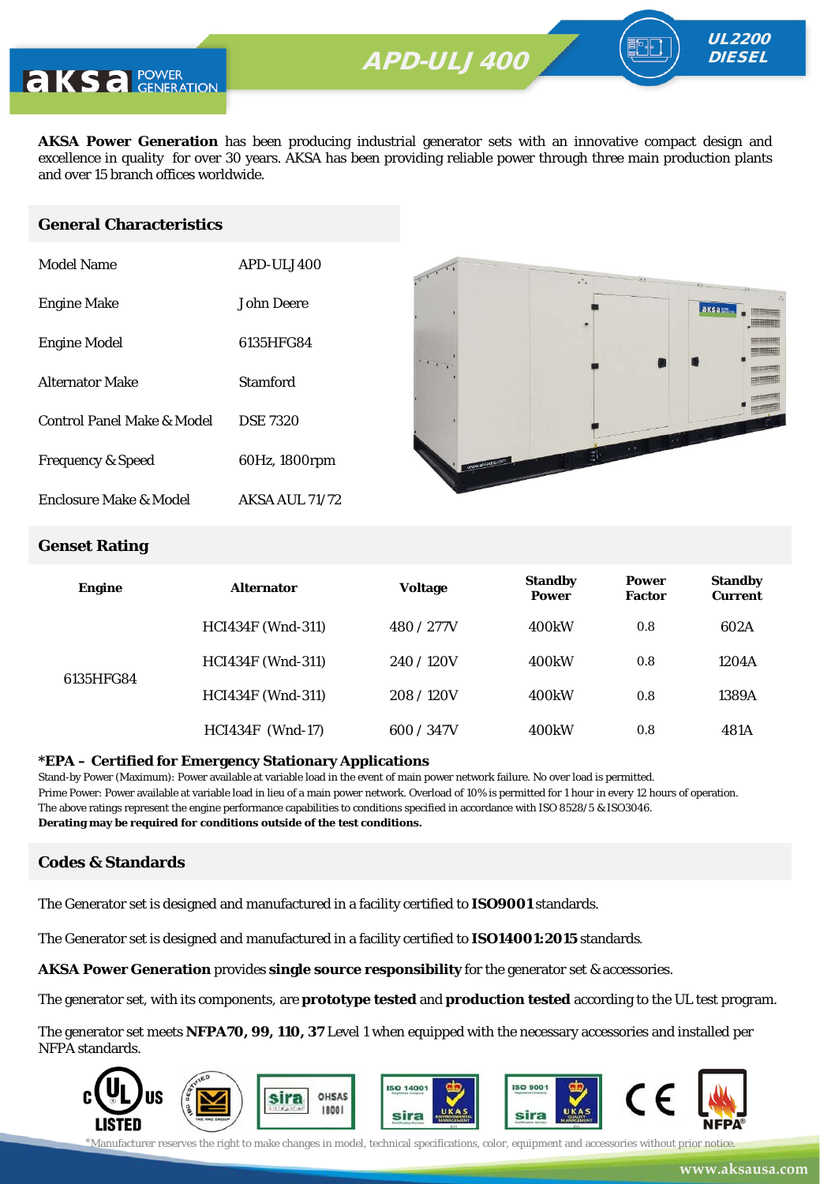# APD-ULJ 400

**UL2200 DIESEL**

**AKSA Power Generation** has been producing industrial generator sets with an innovative compact design and excellence in quality for over 30 years. AKSA has been providing reliable power through three main production plants and over 15 branch offices worldwide.

## General Characteristics

| | |
|---|---|
| Model Name | APD-ULJ400 |
| Engine Make | John Deere |
| Engine Model | 6135HFG84 |
| Alternator Make | Stamford |
| Control Panel Make & Model | DSE 7320 |
| Frequency & Speed | 60Hz, 1800rpm |
| Enclosure Make & Model | AKSA AUL 71/72 |

## Genset Rating

| Engine | Alternator | Voltage | Standby Power | Power Factor | Standby Current |
|---|---|---|---|---|---|
| 6135HFG84 | HCI434F (Wnd-311) | 480 / 277V | 400kW | 0.8 | 602A |
| | HCI434F (Wnd-311) | 240 / 120V | 400kW | 0.8 | 1204A |
| | HCI434F (Wnd-311) | 208 / 120V | 400kW | 0.8 | 1389A |
| | HCI434F (Wnd-17) | 600 / 347V | 400kW | 0.8 | 481A |

**\*EPA – Certified for Emergency Stationary Applications**

Stand-by Power (Maximum): Power available at variable load in the event of main power network failure. No over load is permitted.
Prime Power: Power available at variable load in lieu of a main power network. Overload of 10% is permitted for 1 hour in every 12 hours of operation.
The above ratings represent the engine performance capabilities to conditions specified in accordance with ISO 8528/5 & ISO3046.
**Derating may be required for conditions outside of the test conditions.**

## Codes & Standards

The Generator set is designed and manufactured in a facility certified to **ISO9001** standards.

The Generator set is designed and manufactured in a facility certified to **ISO14001:2015** standards.

**AKSA Power Generation** provides **single source responsibility** for the generator set & accessories.

The generator set, with its components, are **prototype tested** and **production tested** according to the UL test program.

The generator set meets **NFPA70, 99, 110, 37** Level 1 when equipped with the necessary accessories and installed per NFPA standards.

*Manufacturer reserves the right to make changes in model, technical specifications, color, equipment and accessories without prior notice.

www.aksausa.com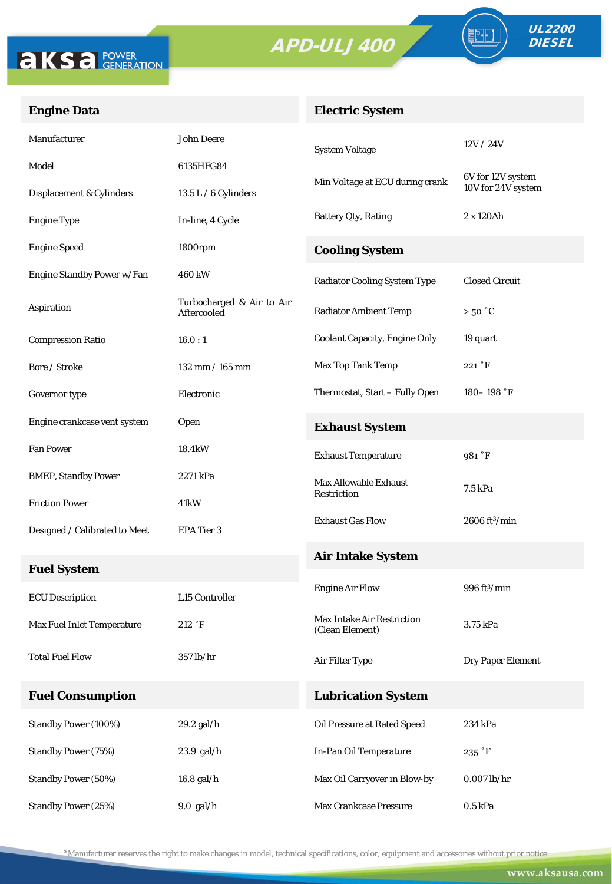# APD-ULJ 400

**UL2200 DIESEL**

## Engine Data

| | |
|---|---|
| Manufacturer | John Deere |
| Model | 6135HFG84 |
| Displacement & Cylinders | 13.5 L / 6 Cylinders |
| Engine Type | In-line, 4 Cycle |
| Engine Speed | 1800rpm |
| Engine Standby Power w/Fan | 460 kW |
| Aspiration | Turbocharged & Air to Air Aftercooled |
| Compression Ratio | 16.0 : 1 |
| Bore / Stroke | 132 mm / 165 mm |
| Governor type | Electronic |
| Engine crankcase vent system | Open |
| Fan Power | 18.4kW |
| BMEP, Standby Power | 2271 kPa |
| Friction Power | 41kW |
| Designed / Calibrated to Meet | EPA Tier 3 |

## Fuel System

| | |
|---|---|
| ECU Description | L15 Controller |
| Max Fuel Inlet Temperature | 212 ˚F |
| Total Fuel Flow | 357 lb/hr |

## Fuel Consumption

| | |
|---|---|
| Standby Power (100%) | 29.2 gal/h |
| Standby Power (75%) | 23.9 gal/h |
| Standby Power (50%) | 16.8 gal/h |
| Standby Power (25%) | 9.0 gal/h |

## Electric System

| | |
|---|---|
| System Voltage | 12V / 24V |
| Min Voltage at ECU during crank | 6V for 12V system<br>10V for 24V system |
| Battery Qty, Rating | 2 x 120Ah |

## Cooling System

| | |
|---|---|
| Radiator Cooling System Type | Closed Circuit |
| Radiator Ambient Temp | > 50 ˚C |
| Coolant Capacity, Engine Only | 19 quart |
| Max Top Tank Temp | 221 ˚F |
| Thermostat, Start – Fully Open | 180– 198 ˚F |

## Exhaust System

| | |
|---|---|
| Exhaust Temperature | 981 ˚F |
| Max Allowable Exhaust Restriction | 7.5 kPa |
| Exhaust Gas Flow | 2606 ft³/min |

## Air Intake System

| | |
|---|---|
| Engine Air Flow | 996 ft³/min |
| Max Intake Air Restriction (Clean Element) | 3.75 kPa |
| Air Filter Type | Dry Paper Element |

## Lubrication System

| | |
|---|---|
| Oil Pressure at Rated Speed | 234 kPa |
| In-Pan Oil Temperature | 235 ˚F |
| Max Oil Carryover in Blow-by | 0.007 lb/hr |
| Max Crankcase Pressure | 0.5 kPa |

*Manufacturer reserves the right to make changes in model, technical specifications, color, equipment and accessories without prior notice.

www.aksausa.com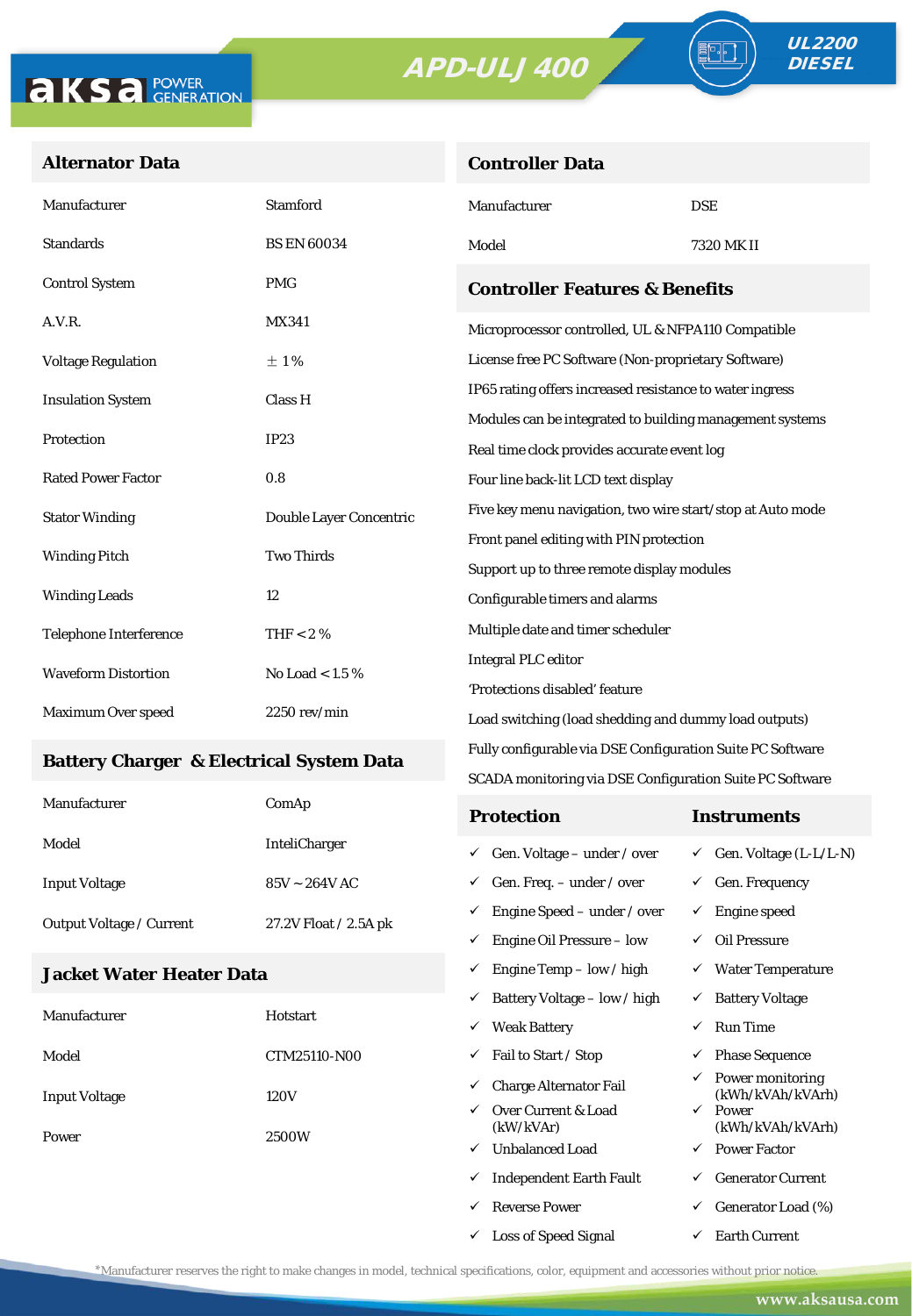aksa POWER GENERATION

# APD-ULJ 400

UL2200 DIESEL

## Alternator Data

| | |
|---|---|
| Manufacturer | Stamford |
| Standards | BS EN 60034 |
| Control System | PMG |
| A.V.R. | MX341 |
| Voltage Regulation | ± 1 % |
| Insulation System | Class H |
| Protection | IP23 |
| Rated Power Factor | 0.8 |
| Stator Winding | Double Layer Concentric |
| Winding Pitch | Two Thirds |
| Winding Leads | 12 |
| Telephone Interference | THF < 2 % |
| Waveform Distortion | No Load < 1.5 % |
| Maximum Over speed | 2250 rev/min |

## Battery Charger & Electrical System Data

| | |
|---|---|
| Manufacturer | ComAp |
| Model | InteliCharger |
| Input Voltage | 85V ~ 264V AC |
| Output Voltage / Current | 27.2V Float / 2.5A pk |

## Jacket Water Heater Data

| | |
|---|---|
| Manufacturer | Hotstart |
| Model | CTM25110-N00 |
| Input Voltage | 120V |
| Power | 2500W |

## Controller Data

| | |
|---|---|
| Manufacturer | DSE |
| Model | 7320 MK II |

## Controller Features & Benefits

- Microprocessor controlled, UL & NFPA110 Compatible
- License free PC Software (Non-proprietary Software)
- IP65 rating offers increased resistance to water ingress
- Modules can be integrated to building management systems
- Real time clock provides accurate event log
- Four line back-lit LCD text display
- Five key menu navigation, two wire start/stop at Auto mode
- Front panel editing with PIN protection
- Support up to three remote display modules
- Configurable timers and alarms
- Multiple date and timer scheduler
- Integral PLC editor
- 'Protections disabled' feature
- Load switching (load shedding and dummy load outputs)
- Fully configurable via DSE Configuration Suite PC Software
- SCADA monitoring via DSE Configuration Suite PC Software

| Protection | Instruments |
|---|---|
| ✓ Gen. Voltage – under / over | ✓ Gen. Voltage (L-L/L-N) |
| ✓ Gen. Freq. – under / over | ✓ Gen. Frequency |
| ✓ Engine Speed – under / over | ✓ Engine speed |
| ✓ Engine Oil Pressure – low | ✓ Oil Pressure |
| ✓ Engine Temp – low / high | ✓ Water Temperature |
| ✓ Battery Voltage – low / high | ✓ Battery Voltage |
| ✓ Weak Battery | ✓ Run Time |
| ✓ Fail to Start / Stop | ✓ Phase Sequence |
| ✓ Charge Alternator Fail | ✓ Power monitoring (kWh/kVAh/kVArh) |
| ✓ Over Current & Load (kW/kVAr) | ✓ Power (kWh/kVAh/kVArh) |
| ✓ Unbalanced Load | ✓ Power Factor |
| ✓ Independent Earth Fault | ✓ Generator Current |
| ✓ Reverse Power | ✓ Generator Load (%) |
| ✓ Loss of Speed Signal | ✓ Earth Current |

*Manufacturer reserves the right to make changes in model, technical specifications, color, equipment and accessories without prior notice.

www.aksausa.com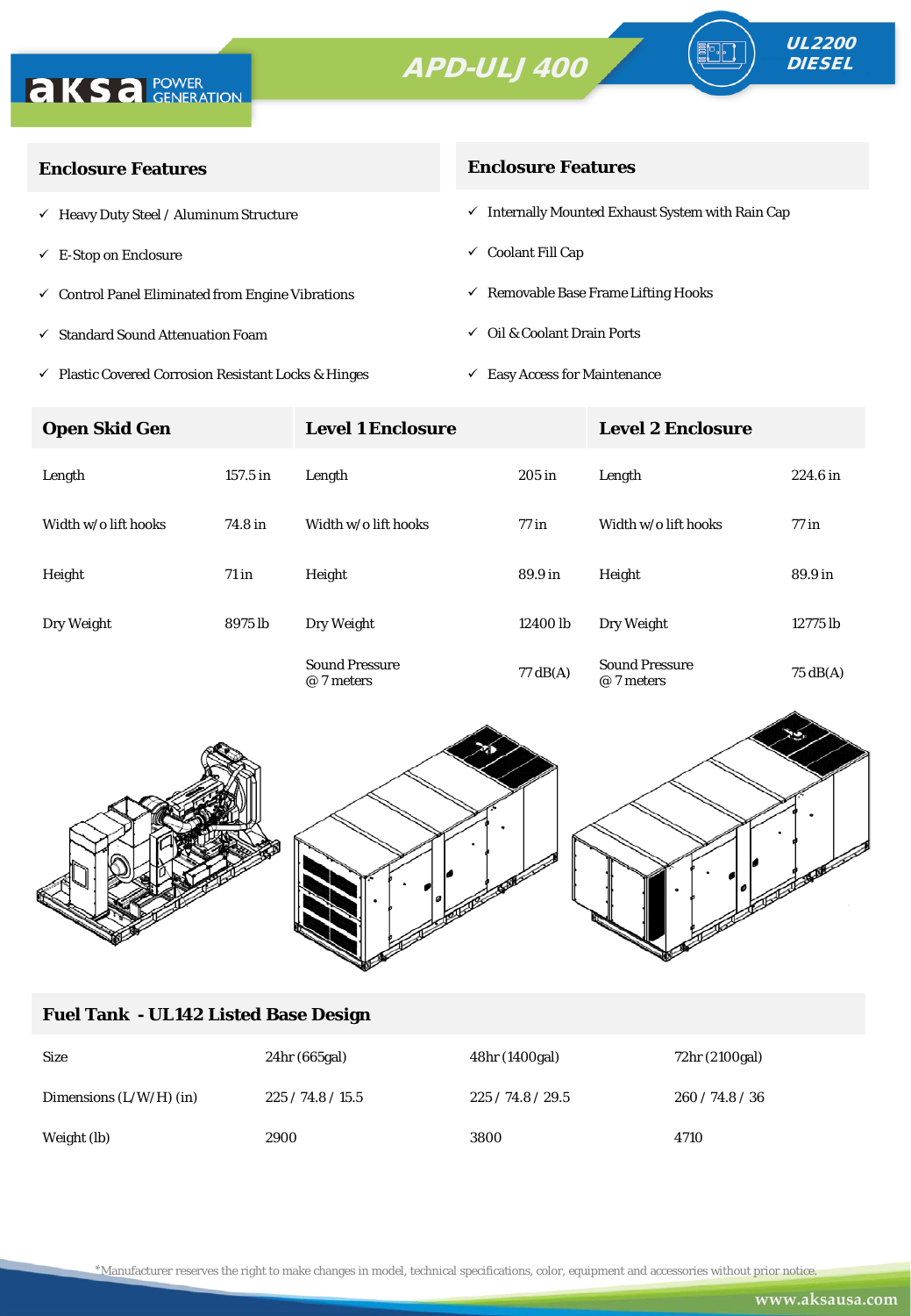# APD-ULJ 400

UL2200 DIESEL

## Enclosure Features

- ✓ Heavy Duty Steel / Aluminum Structure
- ✓ E-Stop on Enclosure
- ✓ Control Panel Eliminated from Engine Vibrations
- ✓ Standard Sound Attenuation Foam
- ✓ Plastic Covered Corrosion Resistant Locks & Hinges

## Enclosure Features

- ✓ Internally Mounted Exhaust System with Rain Cap
- ✓ Coolant Fill Cap
- ✓ Removable Base Frame Lifting Hooks
- ✓ Oil & Coolant Drain Ports
- ✓ Easy Access for Maintenance

| Open Skid Gen | | Level 1 Enclosure | | Level 2 Enclosure | |
|---|---|---|---|---|---|
| Length | 157.5 in | Length | 205 in | Length | 224.6 in |
| Width w/o lift hooks | 74.8 in | Width w/o lift hooks | 77 in | Width w/o lift hooks | 77 in |
| Height | 71 in | Height | 89.9 in | Height | 89.9 in |
| Dry Weight | 8975 lb | Dry Weight | 12400 lb | Dry Weight | 12775 lb |
| | | Sound Pressure @ 7 meters | 77 dB(A) | Sound Pressure @ 7 meters | 75 dB(A) |

## Fuel Tank - UL142 Listed Base Design

| Size | 24hr (665gal) | 48hr (1400gal) | 72hr (2100gal) |
|---|---|---|---|
| Dimensions (L/W/H) (in) | 225 / 74.8 / 15.5 | 225 / 74.8 / 29.5 | 260 / 74.8 / 36 |
| Weight (lb) | 2900 | 3800 | 4710 |

*Manufacturer reserves the right to make changes in model, technical specifications, color, equipment and accessories without prior notice.

www.aksausa.com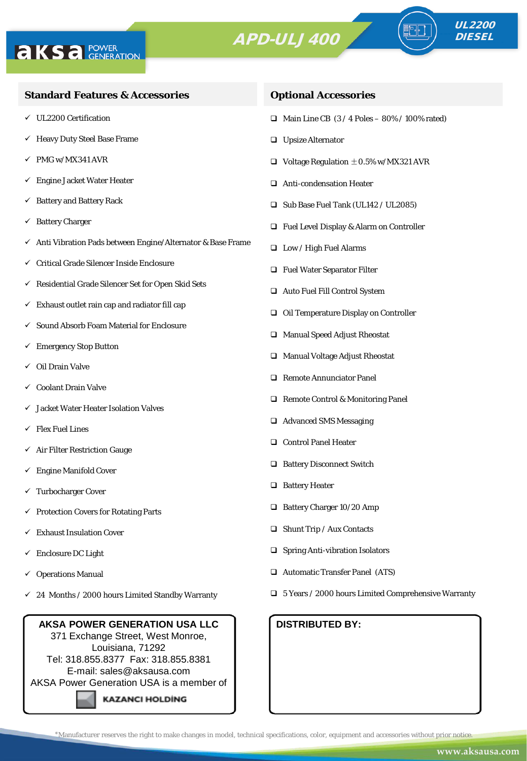aksa POWER GENERATION

APD-ULJ 400

UL2200 DIESEL

## Standard Features & Accessories

- ✓ UL2200 Certification
- ✓ Heavy Duty Steel Base Frame
- ✓ PMG w/MX341 AVR
- ✓ Engine Jacket Water Heater
- ✓ Battery and Battery Rack
- ✓ Battery Charger
- ✓ Anti Vibration Pads between Engine/Alternator & Base Frame
- ✓ Critical Grade Silencer Inside Enclosure
- ✓ Residential Grade Silencer Set for Open Skid Sets
- ✓ Exhaust outlet rain cap and radiator fill cap
- ✓ Sound Absorb Foam Material for Enclosure
- ✓ Emergency Stop Button
- ✓ Oil Drain Valve
- ✓ Coolant Drain Valve
- ✓ Jacket Water Heater Isolation Valves
- ✓ Flex Fuel Lines
- ✓ Air Filter Restriction Gauge
- ✓ Engine Manifold Cover
- ✓ Turbocharger Cover
- ✓ Protection Covers for Rotating Parts
- ✓ Exhaust Insulation Cover
- ✓ Enclosure DC Light
- ✓ Operations Manual
- ✓ 24 Months / 2000 hours Limited Standby Warranty

## Optional Accessories

- ❑ Main Line CB (3 / 4 Poles – 80% / 100% rated)
- ❑ Upsize Alternator
- ❑ Voltage Regulation ±0.5% w/MX321 AVR
- ❑ Anti-condensation Heater
- ❑ Sub Base Fuel Tank (UL142 / UL2085)
- ❑ Fuel Level Display & Alarm on Controller
- ❑ Low / High Fuel Alarms
- ❑ Fuel Water Separator Filter
- ❑ Auto Fuel Fill Control System
- ❑ Oil Temperature Display on Controller
- ❑ Manual Speed Adjust Rheostat
- ❑ Manual Voltage Adjust Rheostat
- ❑ Remote Annunciator Panel
- ❑ Remote Control & Monitoring Panel
- ❑ Advanced SMS Messaging
- ❑ Control Panel Heater
- ❑ Battery Disconnect Switch
- ❑ Battery Heater
- ❑ Battery Charger 10/20 Amp
- ❑ Shunt Trip / Aux Contacts
- ❑ Spring Anti-vibration Isolators
- ❑ Automatic Transfer Panel (ATS)
- ❑ 5 Years / 2000 hours Limited Comprehensive Warranty

**AKSA POWER GENERATION USA LLC**
371 Exchange Street, West Monroe,
Louisiana, 71292
Tel: 318.855.8377 Fax: 318.855.8381
E-mail: sales@aksausa.com
AKSA Power Generation USA is a member of
KAZANCI HOLDİNG

**DISTRIBUTED BY:**

*Manufacturer reserves the right to make changes in model, technical specifications, color, equipment and accessories without prior notice.

www.aksausa.com